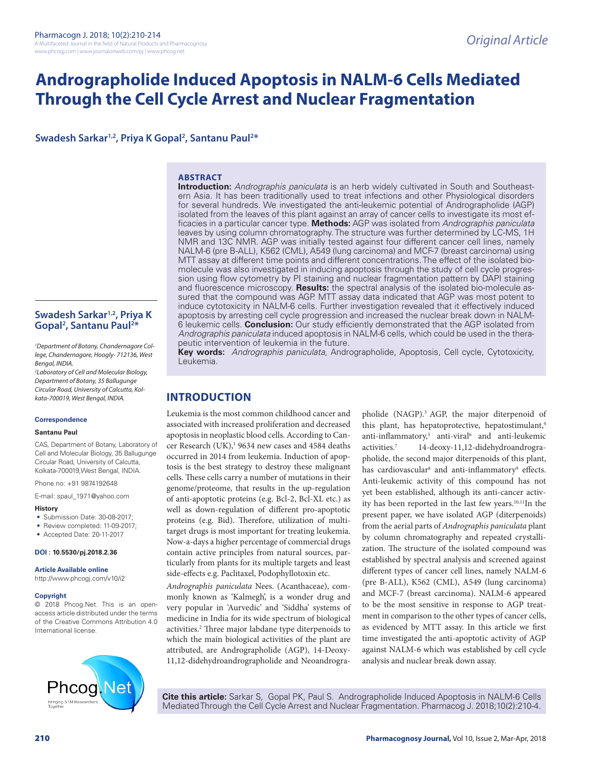Original Article

# Andrographolide Induced Apoptosis in NALM-6 Cells Mediated Through the Cell Cycle Arrest and Nuclear Fragmentation

**Swadesh Sarkar[1,2], Priya K Gopal[2], Santanu Paul[2*]**

## ABSTRACT

**Introduction:** *Andrographis paniculata* is an herb widely cultivated in South and Southeastern Asia. It has been traditionally used to treat infections and other Physiological disorders for several hundreds. We investigated the anti-leukemic potential of Andrographolide (AGP) isolated from the leaves of this plant against an array of cancer cells to investigate its most efficacies in a particular cancer type. **Methods:** AGP was isolated from *Andrographis paniculata* leaves by using column chromatography. The structure was further determined by LC-MS, 1H NMR and 13C NMR. AGP was initially tested against four different cancer cell lines, namely NALM-6 (pre B-ALL), K562 (CML), A549 (lung carcinoma) and MCF-7 (breast carcinoma) using MTT assay at different time points and different concentrations. The effect of the isolated bio-molecule was also investigated in inducing apoptosis through the study of cell cycle progression using flow cytometry by PI staining and nuclear fragmentation pattern by DAPI staining and fluorescence microscopy. **Results:** the spectral analysis of the isolated bio-molecule assured that the compound was AGP. MTT assay data indicated that AGP was most potent to induce cytotoxicity in NALM-6 cells. Further investigation revealed that it effectively induced apoptosis by arresting cell cycle progression and increased the nuclear break down in NALM-6 leukemic cells. **Conclusion:** Our study efficiently demonstrated that the AGP isolated from *Andrographis paniculata* induced apoptosis in NALM-6 cells, which could be used in the therapeutic intervention of leukemia in the future.

**Key words:** *Andrographis paniculata*, Andrographolide, Apoptosis, Cell cycle, Cytotoxicity, Leukemia.

**Swadesh Sarkar[1,2], Priya K Gopal[2], Santanu Paul[2*]**

*[1]Department of Botany, Chandernagore College, Chandernagore, Hoogly- 712136, West Bengal, INDIA.*
*[2]Laboratory of Cell and Molecular Biology, Department of Botany, 35 Ballugunge Circular Road, University of Calcutta, Kolkata-700019, West Bengal, INDIA.*

**Correspondence**

**Santanu Paul**

CAS, Department of Botany, Laboratory of Cell and Molecular Biology, 35 Ballugunge Circular Road, University of Calcutta, Kolkata-700019,West Bengal, INDIA.

Phone no: +91 9874192648

E-mail: spaul_1971@yahoo.com

**History**

- Submission Date: 30-08-2017;
- Review completed: 11-09-2017;
- Accepted Date: 20-11-2017

**DOI : 10.5530/pj.2018.2.36**

**Article Available online**

http://www.phcogj.com/v10/i2

**Copyright**

© 2018 Phcog.Net. This is an open-access article distributed under the terms of the Creative Commons Attribution 4.0 International license.

## INTRODUCTION

Leukemia is the most common childhood cancer and associated with increased proliferation and decreased apoptosis in neoplastic blood cells. According to Cancer Research (UK),[1] 9634 new cases and 4584 deaths occurred in 2014 from leukemia. Induction of apoptosis is the best strategy to destroy these malignant cells. These cells carry a number of mutations in their genome/proteome, that results in the up-regulation of anti-apoptotic proteins (e.g. Bcl-2, Bcl-XL etc.) as well as down-regulation of different pro-apoptotic proteins (e.g. Bid). Therefore, utilization of multi-target drugs is most important for treating leukemia. Now-a-days a higher percentage of commercial drugs contain active principles from natural sources, particularly from plants for its multiple targets and least side-effects e.g. Paclitaxel, Podophyllotoxin etc.

*Andrographis paniculata* Nees. (Acanthaceae), commonly known as 'Kalmegh', is a wonder drug and very popular in 'Aurvedic' and 'Siddha' systems of medicine in India for its wide spectrum of biological activities.[2] Three major labdane type diterpenoids to which the main biological activities of the plant are attributed, are Andrographolide (AGP), 14-Deoxy-11,12-didehydroandrographolide and Neoandrographolide (NAGP).[3] AGP, the major diterpenoid of this plant, has hepatoprotective, hepatostimulant,[4] anti-inflammatory,[5] anti-viral[6] and anti-leukemic activities.[7] 14-deoxy-11,12-didehydroandrographolide, the second major diterpenoids of this plant, has cardiovascular[8] and anti-inflammatory[9] effects. Anti-leukemic activity of this compound has not yet been established, although its anti-cancer activity has been reported in the last few years.[10,11]In the present paper, we have isolated AGP (diterpenoids) from the aerial parts of *Andrographis paniculata* plant by column chromatography and repeated crystallization. The structure of the isolated compound was established by spectral analysis and screened against different types of cancer cell lines, namely NALM-6 (pre B-ALL), K562 (CML), A549 (lung carcinoma) and MCF-7 (breast carcinoma). NALM-6 appeared to be the most sensitive in response to AGP treatment in comparison to the other types of cancer cells, as evidenced by MTT assay. In this article we first time investigated the anti-apoptotic activity of AGP against NALM-6 which was established by cell cycle analysis and nuclear break down assay.

**Cite this article:** Sarkar S, Gopal PK, Paul S. Andrographolide Induced Apoptosis in NALM-6 Cells Mediated Through the Cell Cycle Arrest and Nuclear Fragmentation. Pharmacog J. 2018;10(2):210-4.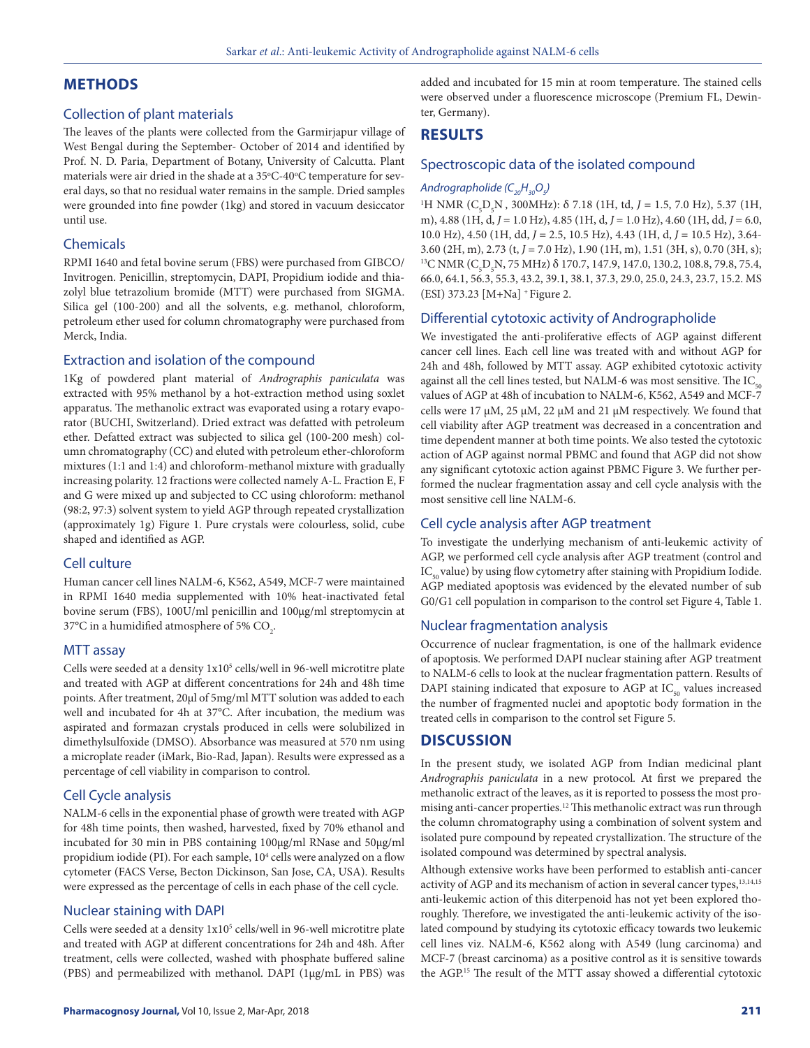## METHODS

### Collection of plant materials

The leaves of the plants were collected from the Garmirjapur village of West Bengal during the September- October of 2014 and identified by Prof. N. D. Paria, Department of Botany, University of Calcutta. Plant materials were air dried in the shade at a 35°C-40°C temperature for several days, so that no residual water remains in the sample. Dried samples were grounded into fine powder (1kg) and stored in vacuum desiccator until use.

### Chemicals

RPMI 1640 and fetal bovine serum (FBS) were purchased from GIBCO/Invitrogen. Penicillin, streptomycin, DAPI, Propidium iodide and thiazolyl blue tetrazolium bromide (MTT) were purchased from SIGMA. Silica gel (100-200) and all the solvents, e.g. methanol, chloroform, petroleum ether used for column chromatography were purchased from Merck, India.

### Extraction and isolation of the compound

1Kg of powdered plant material of *Andrographis paniculata* was extracted with 95% methanol by a hot-extraction method using soxlet apparatus. The methanolic extract was evaporated using a rotary evaporator (BUCHI, Switzerland). Dried extract was defatted with petroleum ether. Defatted extract was subjected to silica gel (100-200 mesh) column chromatography (CC) and eluted with petroleum ether-chloroform mixtures (1:1 and 1:4) and chloroform-methanol mixture with gradually increasing polarity. 12 fractions were collected namely A-L. Fraction E, F and G were mixed up and subjected to CC using chloroform: methanol (98:2, 97:3) solvent system to yield AGP through repeated crystallization (approximately 1g) Figure 1. Pure crystals were colourless, solid, cube shaped and identified as AGP.

### Cell culture

Human cancer cell lines NALM-6, K562, A549, MCF-7 were maintained in RPMI 1640 media supplemented with 10% heat-inactivated fetal bovine serum (FBS), 100U/ml penicillin and 100μg/ml streptomycin at 37°C in a humidified atmosphere of 5% $CO_2$.

### MTT assay

Cells were seeded at a density $1x10^5$ cells/well in 96-well microtitre plate and treated with AGP at different concentrations for 24h and 48h time points. After treatment, 20μl of 5mg/ml MTT solution was added to each well and incubated for 4h at 37°C. After incubation, the medium was aspirated and formazan crystals produced in cells were solubilized in dimethylsulfoxide (DMSO). Absorbance was measured at 570 nm using a microplate reader (iMark, Bio-Rad, Japan). Results were expressed as a percentage of cell viability in comparison to control.

### Cell Cycle analysis

NALM-6 cells in the exponential phase of growth were treated with AGP for 48h time points, then washed, harvested, fixed by 70% ethanol and incubated for 30 min in PBS containing 100μg/ml RNase and 50μg/ml propidium iodide (PI). For each sample, $10^4$ cells were analyzed on a flow cytometer (FACS Verse, Becton Dickinson, San Jose, CA, USA). Results were expressed as the percentage of cells in each phase of the cell cycle.

### Nuclear staining with DAPI

Cells were seeded at a density $1x10^5$ cells/well in 96-well microtitre plate and treated with AGP at different concentrations for 24h and 48h. After treatment, cells were collected, washed with phosphate buffered saline (PBS) and permeabilized with methanol. DAPI (1μg/mL in PBS) was added and incubated for 15 min at room temperature. The stained cells were observed under a fluorescence microscope (Premium FL, Dewinter, Germany).

## RESULTS

### Spectroscopic data of the isolated compound

*Andrographolide ($C_{20}H_{30}O_5$)*

$^1$H NMR ($C_5D_5N$ , 300MHz): δ 7.18 (1H, td, *J* = 1.5, 7.0 Hz), 5.37 (1H, m), 4.88 (1H, d, *J* = 1.0 Hz), 4.85 (1H, d, *J* = 1.0 Hz), 4.60 (1H, dd, *J* = 6.0, 10.0 Hz), 4.50 (1H, dd, *J* = 2.5, 10.5 Hz), 4.43 (1H, d, *J* = 10.5 Hz), 3.64-3.60 (2H, m), 2.73 (t, *J* = 7.0 Hz), 1.90 (1H, m), 1.51 (3H, s), 0.70 (3H, s); $^{13}$C NMR ($C_5D_5N$, 75 MHz) δ 170.7, 147.9, 147.0, 130.2, 108.8, 79.8, 75.4, 66.0, 64.1, 56.3, 55.3, 43.2, 39.1, 38.1, 37.3, 29.0, 25.0, 24.3, 23.7, 15.2. MS (ESI) 373.23 $[M+Na]^+$ Figure 2.

### Differential cytotoxic activity of Andrographolide

We investigated the anti-proliferative effects of AGP against different cancer cell lines. Each cell line was treated with and without AGP for 24h and 48h, followed by MTT assay. AGP exhibited cytotoxic activity against all the cell lines tested, but NALM-6 was most sensitive. The $IC_{50}$ values of AGP at 48h of incubation to NALM-6, K562, A549 and MCF-7 cells were 17 μM, 25 μM, 22 μM and 21 μM respectively. We found that cell viability after AGP treatment was decreased in a concentration and time dependent manner at both time points. We also tested the cytotoxic action of AGP against normal PBMC and found that AGP did not show any significant cytotoxic action against PBMC Figure 3. We further performed the nuclear fragmentation assay and cell cycle analysis with the most sensitive cell line NALM-6.

### Cell cycle analysis after AGP treatment

To investigate the underlying mechanism of anti-leukemic activity of AGP, we performed cell cycle analysis after AGP treatment (control and $IC_{50}$ value) by using flow cytometry after staining with Propidium Iodide. AGP mediated apoptosis was evidenced by the elevated number of sub G0/G1 cell population in comparison to the control set Figure 4, Table 1.

### Nuclear fragmentation analysis

Occurrence of nuclear fragmentation, is one of the hallmark evidence of apoptosis. We performed DAPI nuclear staining after AGP treatment to NALM-6 cells to look at the nuclear fragmentation pattern. Results of DAPI staining indicated that exposure to AGP at $IC_{50}$ values increased the number of fragmented nuclei and apoptotic body formation in the treated cells in comparison to the control set Figure 5.

## DISCUSSION

In the present study, we isolated AGP from Indian medicinal plant *Andrographis paniculata* in a new protocol. At first we prepared the methanolic extract of the leaves, as it is reported to possess the most promising anti-cancer properties.[12] This methanolic extract was run through the column chromatography using a combination of solvent system and isolated pure compound by repeated crystallization. The structure of the isolated compound was determined by spectral analysis.

Although extensive works have been performed to establish anti-cancer activity of AGP and its mechanism of action in several cancer types,[13,14,15] anti-leukemic action of this diterpenoid has not yet been explored thoroughly. Therefore, we investigated the anti-leukemic activity of the isolated compound by studying its cytotoxic efficacy towards two leukemic cell lines viz. NALM-6, K562 along with A549 (lung carcinoma) and MCF-7 (breast carcinoma) as a positive control as it is sensitive towards the AGP.[15] The result of the MTT assay showed a differential cytotoxic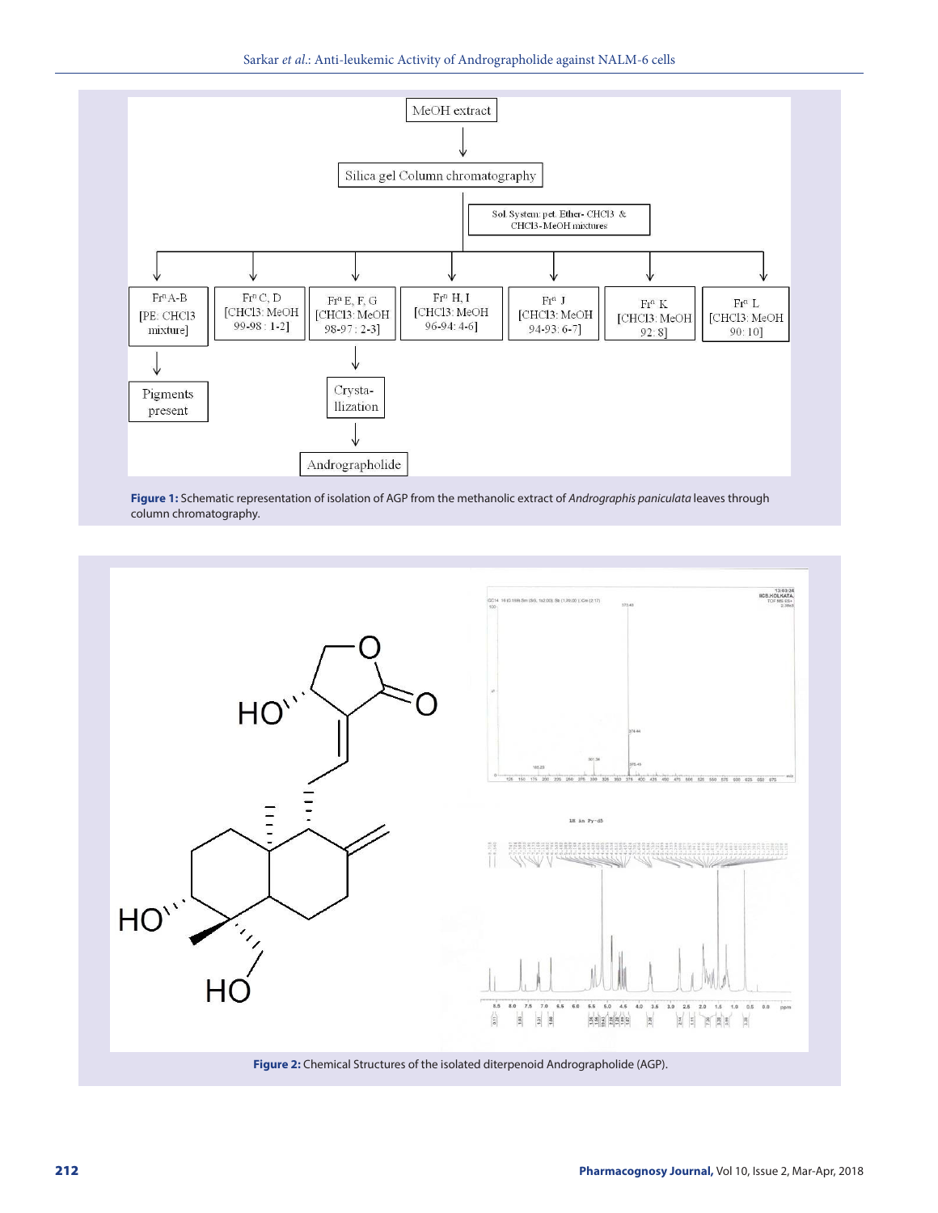Figure 1: Schematic representation of isolation of AGP from the methanolic extract of *Andrographis paniculata* leaves through column chromatography.

Figure 2: Chemical Structures of the isolated diterpenoid Andrographolide (AGP).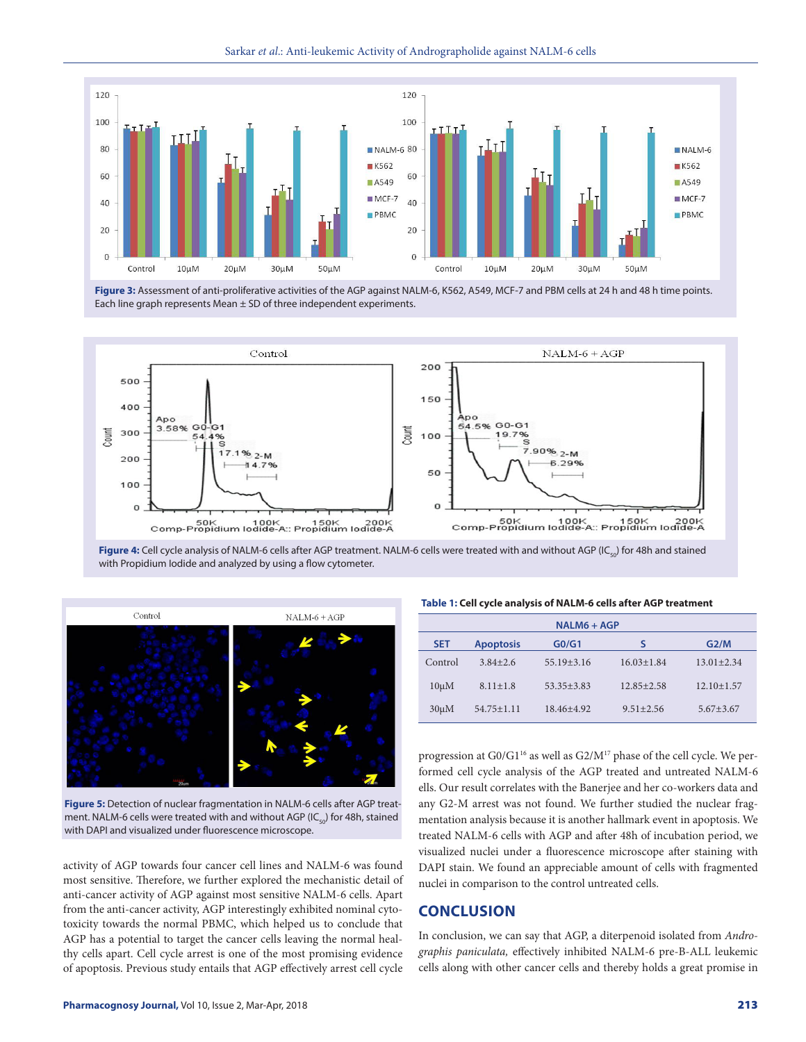**Figure 3:** Assessment of anti-proliferative activities of the AGP against NALM-6, K562, A549, MCF-7 and PBM cells at 24 h and 48 h time points. Each line graph represents Mean ± SD of three independent experiments.

**Figure 4:** Cell cycle analysis of NALM-6 cells after AGP treatment. NALM-6 cells were treated with and without AGP ($IC_{50}$) for 48h and stained with Propidium Iodide and analyzed by using a flow cytometer.

**Figure 5:** Detection of nuclear fragmentation in NALM-6 cells after AGP treatment. NALM-6 cells were treated with and without AGP ($IC_{50}$) for 48h, stained with DAPI and visualized under fluorescence microscope.

activity of AGP towards four cancer cell lines and NALM-6 was found most sensitive. Therefore, we further explored the mechanistic detail of anti-cancer activity of AGP against most sensitive NALM-6 cells. Apart from the anti-cancer activity, AGP interestingly exhibited nominal cytotoxicity towards the normal PBMC, which helped us to conclude that AGP has a potential to target the cancer cells leaving the normal healthy cells apart. Cell cycle arrest is one of the most promising evidence of apoptosis. Previous study entails that AGP effectively arrest cell cycle progression at G0/G1[16] as well as G2/M[17] phase of the cell cycle. We performed cell cycle analysis of the AGP treated and untreated NALM-6 ells. Our result correlates with the Banerjee and her co-workers data and any G2-M arrest was not found. We further studied the nuclear fragmentation analysis because it is another hallmark event in apoptosis. We treated NALM-6 cells with AGP and after 48h of incubation period, we visualized nuclei under a fluorescence microscope after staining with DAPI stain. We found an appreciable amount of cells with fragmented nuclei in comparison to the control untreated cells.

**Table 1: Cell cycle analysis of NALM-6 cells after AGP treatment**

| NALM6 + AGP | | | | |
|---|---|---|---|---|
| SET | Apoptosis | G0/G1 | S | G2/M |
| Control | 3.84±2.6 | 55.19±3.16 | 16.03±1.84 | 13.01±2.34 |
| 10μM | 8.11±1.8 | 53.35±3.83 | 12.85±2.58 | 12.10±1.57 |
| 30μM | 54.75±1.11 | 18.46±4.92 | 9.51±2.56 | 5.67±3.67 |

## CONCLUSION

In conclusion, we can say that AGP, a diterpenoid isolated from *Andrographis paniculata,* effectively inhibited NALM-6 pre-B-ALL leukemic cells along with other cancer cells and thereby holds a great promise in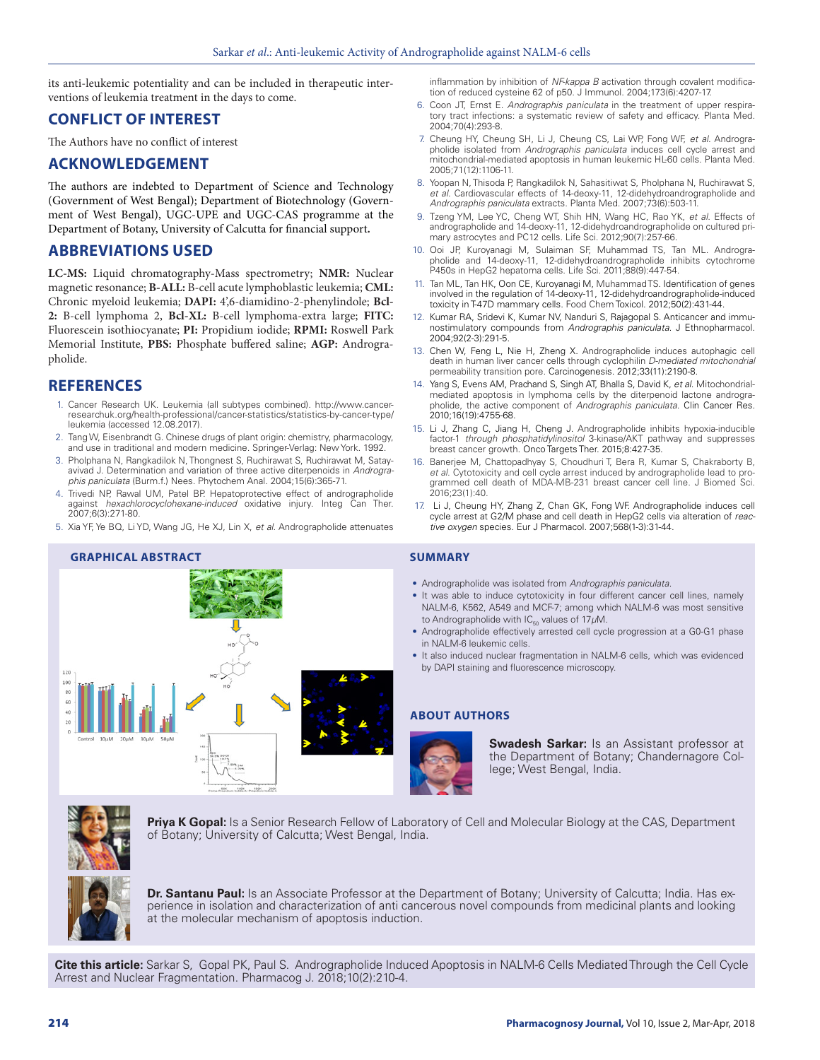its anti-leukemic potentiality and can be included in therapeutic interventions of leukemia treatment in the days to come.

## CONFLICT OF INTEREST

The Authors have no conflict of interest

## ACKNOWLEDGEMENT

The authors are indebted to Department of Science and Technology (Government of West Bengal); Department of Biotechnology (Government of West Bengal), UGC-UPE and UGC-CAS programme at the Department of Botany, University of Calcutta for financial support.

## ABBREVIATIONS USED

**LC-MS:** Liquid chromatography-Mass spectrometry; **NMR:** Nuclear magnetic resonance; **B-ALL:** B-cell acute lymphoblastic leukemia; **CML:** Chronic myeloid leukemia; **DAPI:** 4',6-diamidino-2-phenylindole; **Bcl-2:** B-cell lymphoma 2, **Bcl-XL:** B-cell lymphoma-extra large; **FITC:** Fluorescein isothiocyanate; **PI:** Propidium iodide; **RPMI:** Roswell Park Memorial Institute, **PBS:** Phosphate buffered saline; **AGP:** Andrographolide.

## REFERENCES

1. Cancer Research UK. Leukemia (all subtypes combined). http://www.cancerresearchuk.org/health-professional/cancer-statistics/statistics-by-cancer-type/leukemia (accessed 12.08.2017).
2. Tang W, Eisenbrandt G. Chinese drugs of plant origin: chemistry, pharmacology, and use in traditional and modern medicine. Springer-Verlag: New York. 1992.
3. Pholphana N, Rangkadilok N, Thongnest S, Ruchirawat S, Ruchirawat M, Satayavivad J. Determination and variation of three active diterpenoids in *Andrographis paniculata* (Burm.f.) Nees. Phytochem Anal. 2004;15(6):365-71.
4. Trivedi NP, Rawal UM, Patel BP. Hepatoprotective effect of andrographolide against *hexachlorocyclohexane-induced* oxidative injury. Integ Can Ther. 2007;6(3):271-80.
5. Xia YF, Ye BQ, Li YD, Wang JG, He XJ, Lin X, *et al.* Andrographolide attenuates inflammation by inhibition of *NF-kappa B* activation through covalent modification of reduced cysteine 62 of p50. J Immunol. 2004;173(6):4207-17.
6. Coon JT, Ernst E. *Andrographis paniculata* in the treatment of upper respiratory tract infections: a systematic review of safety and efficacy. Planta Med. 2004;70(4):293-8.
7. Cheung HY, Cheung SH, Li J, Cheung CS, Lai WP, Fong WF, *et al.* Andrographolide isolated from *Andrographis paniculata* induces cell cycle arrest and mitochondrial-mediated apoptosis in human leukemic HL-60 cells. Planta Med. 2005;71(12):1106-11.
8. Yoopan N, Thisoda P, Rangkadilok N, Sahasitiwat S, Pholphana N, Ruchirawat S, *et al.* Cardiovascular effects of 14-deoxy-11, 12-didehydroandrographolide and *Andrographis paniculata* extracts. Planta Med. 2007;73(6):503-11.
9. Tzeng YM, Lee YC, Cheng WT, Shih HN, Wang HC, Rao YK, *et al.* Effects of andrographolide and 14-deoxy-11, 12-didehydroandrographolide on cultured primary astrocytes and PC12 cells. Life Sci. 2012;90(7):257-66.
10. Ooi JP, Kuroyanagi M, Sulaiman SF, Muhammad TS, Tan ML. Andrographolide and 14-deoxy-11, 12-didehydroandrographolide inhibits cytochrome P450s in HepG2 hepatoma cells. Life Sci. 2011;88(9):447-54.
11. Tan ML, Tan HK, Oon CE, Kuroyanagi M, Muhammad TS. Identification of genes involved in the regulation of 14-deoxy-11, 12-didehydroandrographolide-induced toxicity in T-47D mammary cells. Food Chem Toxicol. 2012;50(2):431-44.
12. Kumar RA, Sridevi K, Kumar NV, Nanduri S, Rajagopal S. Anticancer and immunostimulatory compounds from *Andrographis paniculata*. J Ethnopharmacol. 2004;92(2-3):291-5.
13. Chen W, Feng L, Nie H, Zheng X. Andrographolide induces autophagic cell death in human liver cancer cells through cyclophilin *D-mediated mitochondrial* permeability transition pore. Carcinogenesis. 2012;33(11):2190-8.
14. Yang S, Evens AM, Prachand S, Singh AT, Bhalla S, David K, *et al.* Mitochondrial-mediated apoptosis in lymphoma cells by the diterpenoid lactone andrographolide, the active component of *Andrographis paniculata*. Clin Cancer Res. 2010;16(19):4755-68.
15. Li J, Zhang C, Jiang H, Cheng J. Andrographolide inhibits hypoxia-inducible factor-1 *through phosphatidylinositol* 3-kinase/AKT pathway and suppresses breast cancer growth. Onco Targets Ther. 2015;8:427-35.
16. Banerjee M, Chattopadhyay S, Choudhuri T, Bera R, Kumar S, Chakraborty B, *et al.* Cytotoxicity and cell cycle arrest induced by andrographolide lead to programmed cell death of MDA-MB-231 breast cancer cell line. J Biomed Sci. 2016;23(1):40.
17. Li J, Cheung HY, Zhang Z, Chan GK, Fong WF. Andrographolide induces cell cycle arrest at G2/M phase and cell death in HepG2 cells via alteration of *reactive oxygen* species. Eur J Pharmacol. 2007;568(1-3):31-44.

## GRAPHICAL ABSTRACT

120
100
80
60
40
20
0
Control 10μM 20μM 30μM 50μM

## SUMMARY

- Andrographolide was isolated from *Andrographis paniculata*.
- It was able to induce cytotoxicity in four different cancer cell lines, namely NALM-6, K562, A549 and MCF-7; among which NALM-6 was most sensitive to Andrographolide with $IC_{50}$ values of 17μM.
- Andrographolide effectively arrested cell cycle progression at a G0-G1 phase in NALM-6 leukemic cells.
- It also induced nuclear fragmentation in NALM-6 cells, which was evidenced by DAPI staining and fluorescence microscopy.

## ABOUT AUTHORS

**Swadesh Sarkar:** Is an Assistant professor at the Department of Botany; Chandernagore College; West Bengal, India.

**Priya K Gopal:** Is a Senior Research Fellow of Laboratory of Cell and Molecular Biology at the CAS, Department of Botany; University of Calcutta; West Bengal, India.

**Dr. Santanu Paul:** Is an Associate Professor at the Department of Botany; University of Calcutta; India. Has experience in isolation and characterization of anti cancerous novel compounds from medicinal plants and looking at the molecular mechanism of apoptosis induction.

**Cite this article:** Sarkar S, Gopal PK, Paul S. Andrographolide Induced Apoptosis in NALM-6 Cells Mediated Through the Cell Cycle Arrest and Nuclear Fragmentation. Pharmacog J. 2018;10(2):210-4.